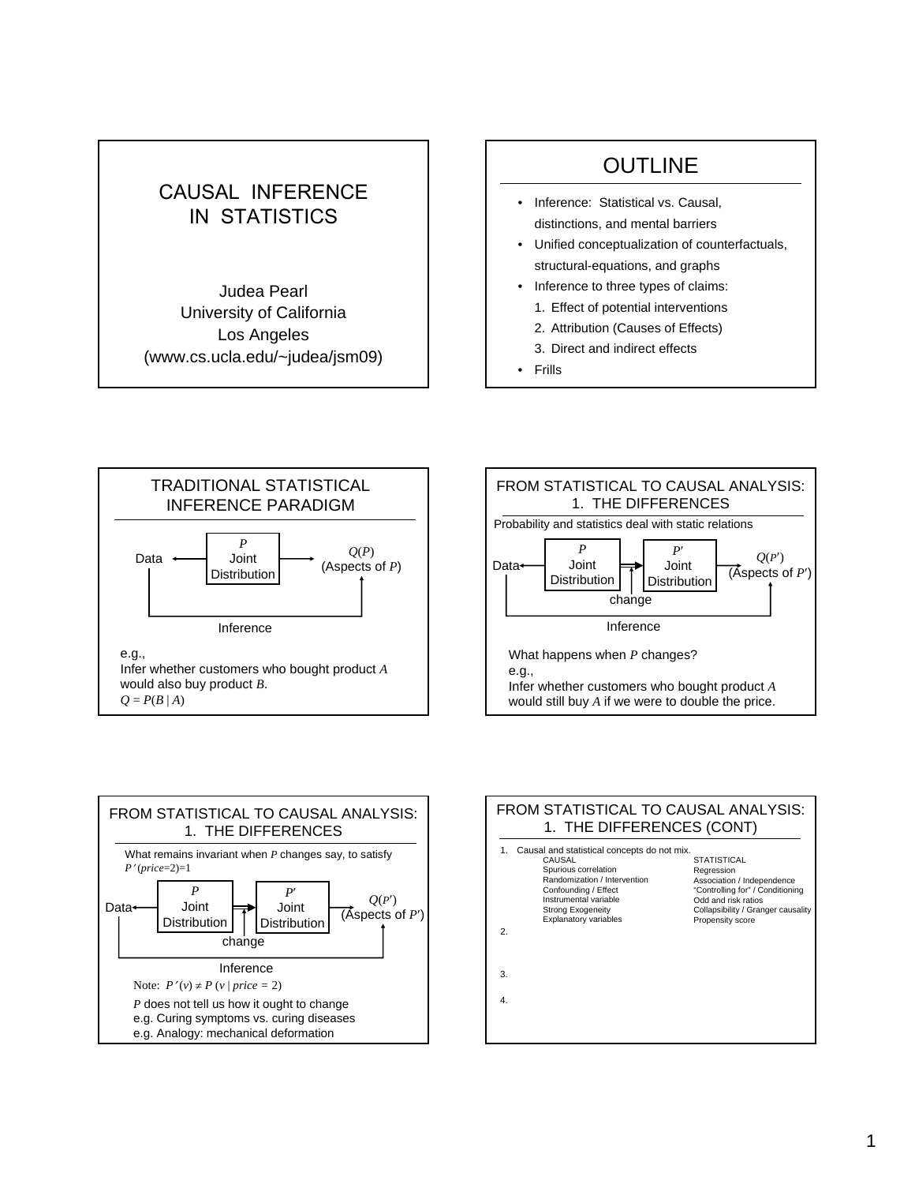# CAUSAL INFERENCE IN STATISTICS

Judea Pearl
University of California
Los Angeles
(www.cs.ucla.edu/~judea/jsm09)

## OUTLINE

- Inference: Statistical vs. Causal, distinctions, and mental barriers
- Unified conceptualization of counterfactuals, structural-equations, and graphs
- Inference to three types of claims:
  1. Effect of potential interventions
  2. Attribution (Causes of Effects)
  3. Direct and indirect effects
- Frills

## TRADITIONAL STATISTICAL INFERENCE PARADIGM

Data ← $P$ Joint Distribution → $Q(P)$ (Aspects of $P$)

Inference

e.g.,
Infer whether customers who bought product $A$ would also buy product $B$.
$Q = P(B \mid A)$

## FROM STATISTICAL TO CAUSAL ANALYSIS: 1. THE DIFFERENCES

Probability and statistics deal with static relations

Data ← $P$ Joint Distribution ⇒ (change) $P'$ Joint Distribution → $Q(P')$ (Aspects of $P'$)

Inference

What happens when $P$ changes?
e.g.,
Infer whether customers who bought product $A$ would still buy $A$ if we were to double the price.

## FROM STATISTICAL TO CAUSAL ANALYSIS: 1. THE DIFFERENCES

What remains invariant when $P$ changes say, to satisfy $P'(price=2)=1$

Data ← $P$ Joint Distribution ⇒ (change) $P'$ Joint Distribution → $Q(P')$ (Aspects of $P'$)

Inference

Note: $P'(v) \neq P(v \mid price = 2)$

$P$ does not tell us how it ought to change
e.g. Curing symptoms vs. curing diseases
e.g. Analogy: mechanical deformation

## FROM STATISTICAL TO CAUSAL ANALYSIS: 1. THE DIFFERENCES (CONT)

1. Causal and statistical concepts do not mix.

| CAUSAL | STATISTICAL |
|---|---|
| Spurious correlation | Regression |
| Randomization / Intervention | Association / Independence |
| Confounding / Effect | "Controlling for" / Conditioning |
| Instrumental variable | Odd and risk ratios |
| Strong Exogeneity | Collapsibility / Granger causality |
| Explanatory variables | Propensity score |

2.

3.

4.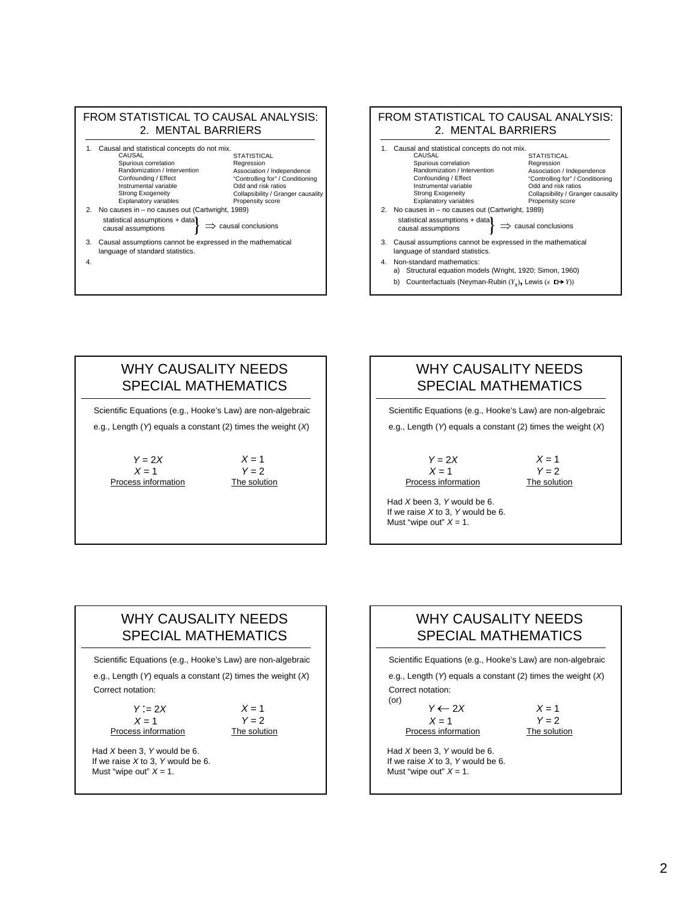## FROM STATISTICAL TO CAUSAL ANALYSIS: 2. MENTAL BARRIERS

1. Causal and statistical concepts do not mix.

| CAUSAL | STATISTICAL |
|---|---|
| Spurious correlation | Regression |
| Randomization / Intervention | Association / Independence |
| Confounding / Effect | "Controlling for" / Conditioning |
| Instrumental variable | Odd and risk ratios |
| Strong Exogeneity | Collapsibility / Granger causality |
| Explanatory variables | Propensity score |

2. No causes in – no causes out (Cartwright, 1989)

   statistical assumptions + data
   causal assumptions
   $\Rightarrow$ causal conclusions

3. Causal assumptions cannot be expressed in the mathematical language of standard statistics.
4.

## FROM STATISTICAL TO CAUSAL ANALYSIS: 2. MENTAL BARRIERS

1. Causal and statistical concepts do not mix.

| CAUSAL | STATISTICAL |
|---|---|
| Spurious correlation | Regression |
| Randomization / Intervention | Association / Independence |
| Confounding / Effect | "Controlling for" / Conditioning |
| Instrumental variable | Odd and risk ratios |
| Strong Exogeneity | Collapsibility / Granger causality |
| Explanatory variables | Propensity score |

2. No causes in – no causes out (Cartwright, 1989)

   statistical assumptions + data
   causal assumptions
   $\Rightarrow$ causal conclusions

3. Causal assumptions cannot be expressed in the mathematical language of standard statistics.
4. Non-standard mathematics:
   a) Structural equation models (Wright, 1920; Simon, 1960)
   b) Counterfactuals (Neyman-Rubin ($Y_x$), Lewis ($x \mathrel{\Box\!\!\rightarrow} Y$))

## WHY CAUSALITY NEEDS SPECIAL MATHEMATICS

Scientific Equations (e.g., Hooke's Law) are non-algebraic

e.g., Length ($Y$) equals a constant (2) times the weight ($X$)

| Process information | The solution |
|---|---|
| $Y = 2X$ | $X = 1$ |
| $X = 1$ | $Y = 2$ |

## WHY CAUSALITY NEEDS SPECIAL MATHEMATICS

Scientific Equations (e.g., Hooke's Law) are non-algebraic

e.g., Length ($Y$) equals a constant (2) times the weight ($X$)

| Process information | The solution |
|---|---|
| $Y = 2X$ | $X = 1$ |
| $X = 1$ | $Y = 2$ |

Had $X$ been 3, $Y$ would be 6.
If we raise $X$ to 3, $Y$ would be 6.
Must "wipe out" $X = 1$.

## WHY CAUSALITY NEEDS SPECIAL MATHEMATICS

Scientific Equations (e.g., Hooke's Law) are non-algebraic

e.g., Length ($Y$) equals a constant (2) times the weight ($X$)

Correct notation:

| Process information | The solution |
|---|---|
| $Y := 2X$ | $X = 1$ |
| $X = 1$ | $Y = 2$ |

Had $X$ been 3, $Y$ would be 6.
If we raise $X$ to 3, $Y$ would be 6.
Must "wipe out" $X = 1$.

## WHY CAUSALITY NEEDS SPECIAL MATHEMATICS

Scientific Equations (e.g., Hooke's Law) are non-algebraic

e.g., Length ($Y$) equals a constant (2) times the weight ($X$)

Correct notation:
(or)

| Process information | The solution |
|---|---|
| $Y \leftarrow 2X$ | $X = 1$ |
| $X = 1$ | $Y = 2$ |

Had $X$ been 3, $Y$ would be 6.
If we raise $X$ to 3, $Y$ would be 6.
Must "wipe out" $X = 1$.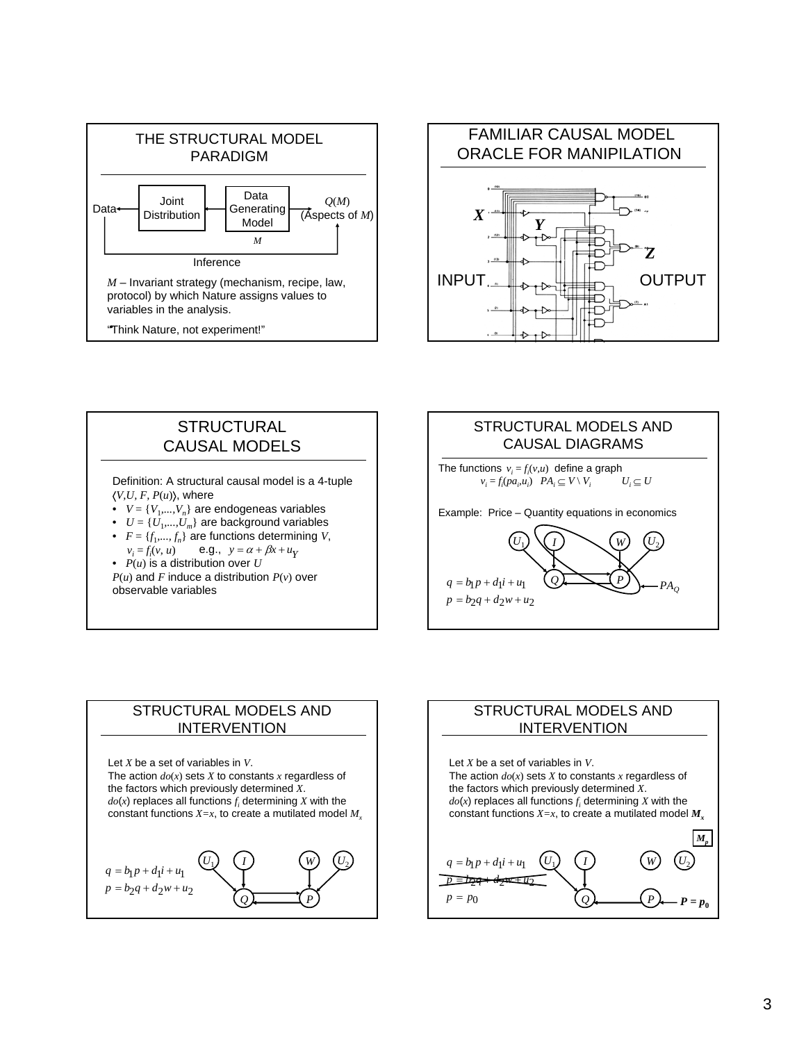## THE STRUCTURAL MODEL PARADIGM

Data ← Joint Distribution ← Data Generating Model $M$ → $Q(M)$ (Aspects of $M$)

Inference

$M$ – Invariant strategy (mechanism, recipe, law, protocol) by which Nature assigns values to variables in the analysis.

"Think Nature, not experiment!"

## FAMILIAR CAUSAL MODEL ORACLE FOR MANIPILATION

$X$ $Y$ $Z$

INPUT OUTPUT

## STRUCTURAL CAUSAL MODELS

Definition: A structural causal model is a 4-tuple $\langle V,U, F, P(u)\rangle$, where

- $V = \{V_1,...,V_n\}$ are endogeneas variables
- $U = \{U_1,...,U_m\}$ are background variables
- $F = \{f_1,..., f_n\}$ are functions determining $V$, $v_i = f_i(v, u)$ e.g., $y = \alpha + \beta x + u_Y$
- $P(u)$ is a distribution over $U$

$P(u)$ and $F$ induce a distribution $P(v)$ over observable variables

## STRUCTURAL MODELS AND CAUSAL DIAGRAMS

The functions $v_i = f_i(v,u)$ define a graph

$v_i = f_i(pa_i,u_i)$ $PA_i \subseteq V \setminus V_i$ $U_i \subseteq U$

Example: Price – Quantity equations in economics

$$q = b_1 p + d_1 i + u_1$$
$$p = b_2 q + d_2 w + u_2$$

$U_1$ $I$ $W$ $U_2$ $Q$ $P$ $PA_Q$

## STRUCTURAL MODELS AND INTERVENTION

Let $X$ be a set of variables in $V$.
The action $do(x)$ sets $X$ to constants $x$ regardless of the factors which previously determined $X$.
$do(x)$ replaces all functions $f_i$ determining $X$ with the constant functions $X=x$, to create a mutilated model $M_x$

$$q = b_1 p + d_1 i + u_1$$
$$p = b_2 q + d_2 w + u_2$$

$U_1$ $I$ $W$ $U_2$ $Q$ $P$

## STRUCTURAL MODELS AND INTERVENTION

Let $X$ be a set of variables in $V$.
The action $do(x)$ sets $X$ to constants $x$ regardless of the factors which previously determined $X$.
$do(x)$ replaces all functions $f_i$ determining $X$ with the constant functions $X=x$, to create a mutilated model $M_x$

$M_p$

$$q = b_1 p + d_1 i + u_1$$
~~$p = b_2 q + d_2 w + u_2$~~
$$p = p_0$$

$U_1$ $I$ $W$ $U_2$ $Q$ $P$ $P = p_0$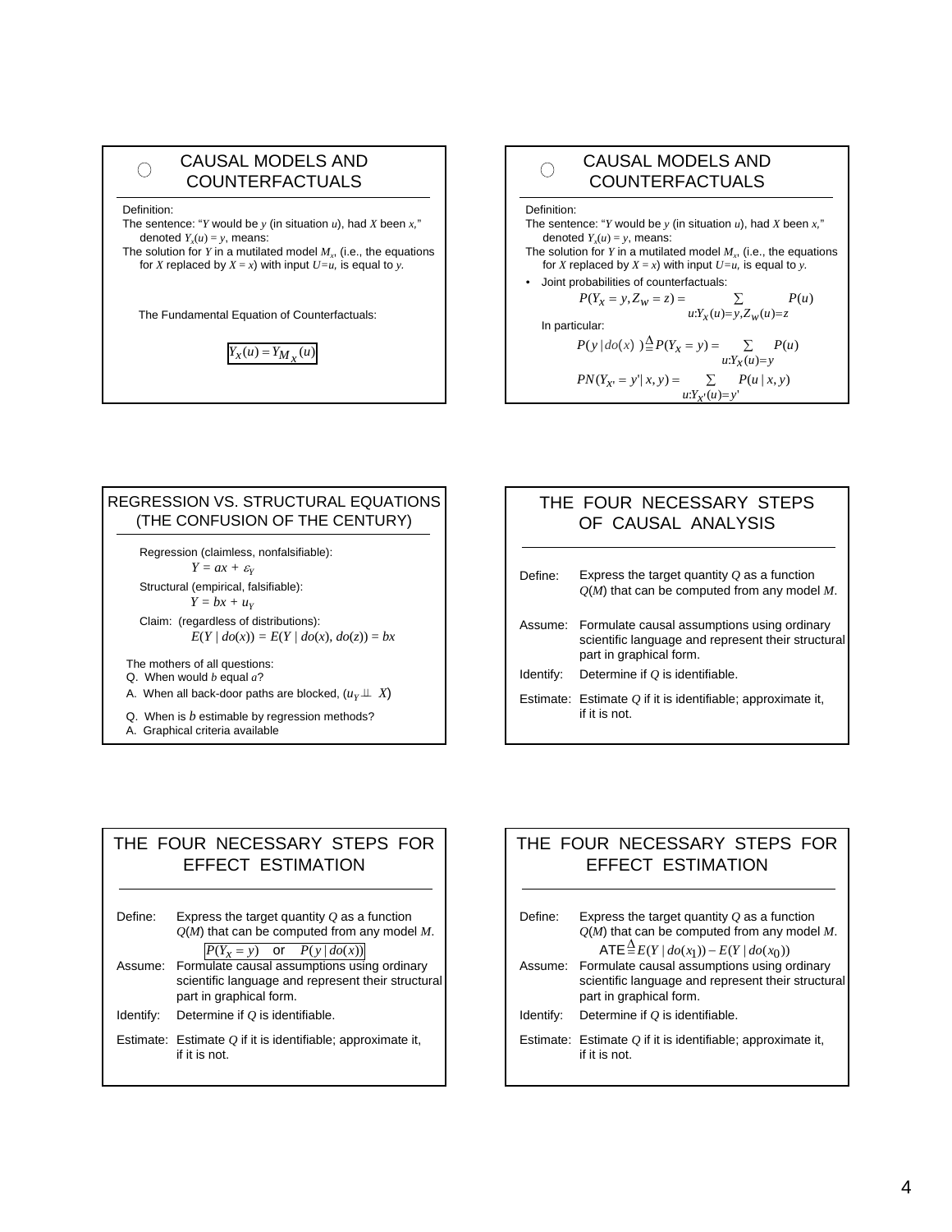## CAUSAL MODELS AND COUNTERFACTUALS

Definition:
The sentence: "$Y$ would be $y$ (in situation $u$), had $X$ been $x$," denoted $Y_x(u) = y$, means:
The solution for $Y$ in a mutilated model $M_x$, (i.e., the equations for $X$ replaced by $X = x$) with input $U=u$, is equal to $y$.

The Fundamental Equation of Counterfactuals:

$$Y_X(u) = Y_{M_X}(u)$$

## CAUSAL MODELS AND COUNTERFACTUALS

Definition:
The sentence: "$Y$ would be $y$ (in situation $u$), had $X$ been $x$," denoted $Y_x(u) = y$, means:
The solution for $Y$ in a mutilated model $M_x$, (i.e., the equations for $X$ replaced by $X = x$) with input $U=u$, is equal to $y$.

- Joint probabilities of counterfactuals:

$$P(Y_X = y, Z_W = z) = \sum_{u: Y_X(u)=y, Z_W(u)=z} P(u)$$

In particular:

$$P(y \mid do(x)) \stackrel{\Delta}{=} P(Y_X = y) = \sum_{u: Y_X(u)=y} P(u)$$

$$PN(Y_{X'} = y' \mid x, y) = \sum_{u: Y_{X'}(u)=y'} P(u \mid x, y)$$

## REGRESSION VS. STRUCTURAL EQUATIONS (THE CONFUSION OF THE CENTURY)

Regression (claimless, nonfalsifiable):
$$Y = ax + \varepsilon_Y$$
Structural (empirical, falsifiable):
$$Y = bx + u_Y$$
Claim: (regardless of distributions):
$$E(Y \mid do(x)) = E(Y \mid do(x), do(z)) = bx$$

The mothers of all questions:
Q. When would $b$ equal $a$?
A. When all back-door paths are blocked, $(u_Y \perp\!\!\!\perp X)$

Q. When is $b$ estimable by regression methods?
A. Graphical criteria available

## THE FOUR NECESSARY STEPS OF CAUSAL ANALYSIS

Define: Express the target quantity $Q$ as a function $Q(M)$ that can be computed from any model $M$.

Assume: Formulate causal assumptions using ordinary scientific language and represent their structural part in graphical form.

Identify: Determine if $Q$ is identifiable.

Estimate: Estimate $Q$ if it is identifiable; approximate it, if it is not.

## THE FOUR NECESSARY STEPS FOR EFFECT ESTIMATION

Define: Express the target quantity $Q$ as a function $Q(M)$ that can be computed from any model $M$.

$$P(Y_X = y) \quad \text{or} \quad P(y \mid do(x))$$

Assume: Formulate causal assumptions using ordinary scientific language and represent their structural part in graphical form.

Identify: Determine if $Q$ is identifiable.

Estimate: Estimate $Q$ if it is identifiable; approximate it, if it is not.

## THE FOUR NECESSARY STEPS FOR EFFECT ESTIMATION

Define: Express the target quantity $Q$ as a function $Q(M)$ that can be computed from any model $M$.

$$\text{ATE} \stackrel{\Delta}{=} E(Y \mid do(x_1)) - E(Y \mid do(x_0))$$

Assume: Formulate causal assumptions using ordinary scientific language and represent their structural part in graphical form.

Identify: Determine if $Q$ is identifiable.

Estimate: Estimate $Q$ if it is identifiable; approximate it, if it is not.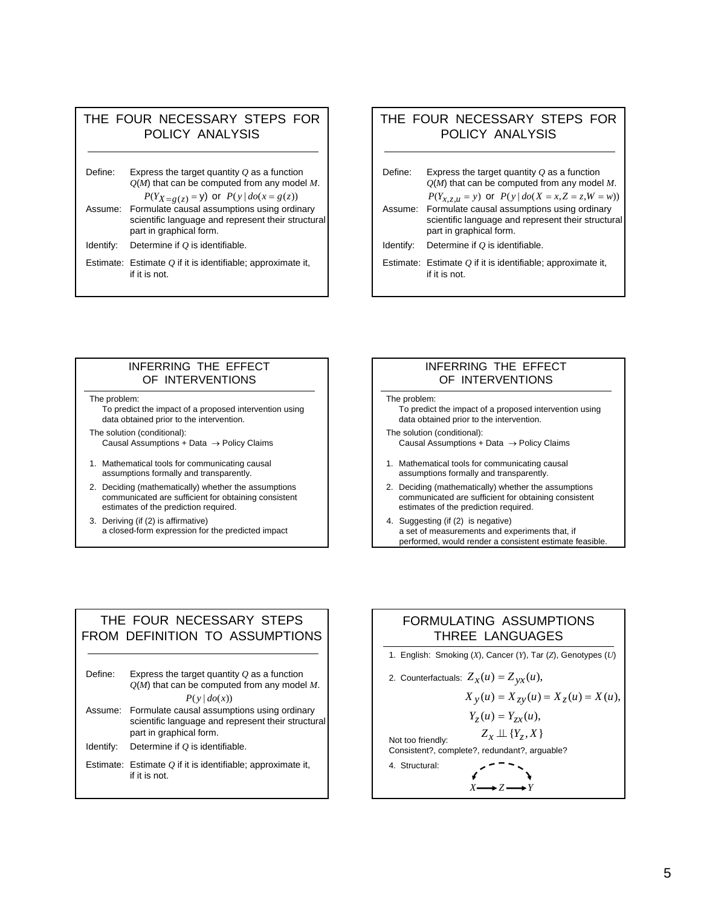## THE FOUR NECESSARY STEPS FOR POLICY ANALYSIS

Define: Express the target quantity $Q$ as a function $Q(M)$ that can be computed from any model $M$.

$P(Y_{X=g(z)} = y)$ or $P(y \mid do(x = g(z))$

Assume: Formulate causal assumptions using ordinary scientific language and represent their structural part in graphical form.

Identify: Determine if $Q$ is identifiable.

Estimate: Estimate $Q$ if it is identifiable; approximate it, if it is not.

## THE FOUR NECESSARY STEPS FOR POLICY ANALYSIS

Define: Express the target quantity $Q$ as a function $Q(M)$ that can be computed from any model $M$.

$P(Y_{x,z,u} = y)$ or $P(y \mid do(X = x, Z = z, W = w))$

Assume: Formulate causal assumptions using ordinary scientific language and represent their structural part in graphical form.

Identify: Determine if $Q$ is identifiable.

Estimate: Estimate $Q$ if it is identifiable; approximate it, if it is not.

## INFERRING THE EFFECT OF INTERVENTIONS

The problem:
To predict the impact of a proposed intervention using data obtained prior to the intervention.

The solution (conditional):
Causal Assumptions + Data $\rightarrow$ Policy Claims

1. Mathematical tools for communicating causal assumptions formally and transparently.
2. Deciding (mathematically) whether the assumptions communicated are sufficient for obtaining consistent estimates of the prediction required.
3. Deriving (if (2) is affirmative) a closed-form expression for the predicted impact

## INFERRING THE EFFECT OF INTERVENTIONS

The problem:
To predict the impact of a proposed intervention using data obtained prior to the intervention.

The solution (conditional):
Causal Assumptions + Data $\rightarrow$ Policy Claims

1. Mathematical tools for communicating causal assumptions formally and transparently.
2. Deciding (mathematically) whether the assumptions communicated are sufficient for obtaining consistent estimates of the prediction required.
4. Suggesting (if (2) is negative) a set of measurements and experiments that, if performed, would render a consistent estimate feasible.

## THE FOUR NECESSARY STEPS FROM DEFINITION TO ASSUMPTIONS

Define: Express the target quantity $Q$ as a function $Q(M)$ that can be computed from any model $M$.

$P(y \mid do(x))$

Assume: Formulate causal assumptions using ordinary scientific language and represent their structural part in graphical form.

Identify: Determine if $Q$ is identifiable.

Estimate: Estimate $Q$ if it is identifiable; approximate it, if it is not.

## FORMULATING ASSUMPTIONS THREE LANGUAGES

1. English: Smoking ($X$), Cancer ($Y$), Tar ($Z$), Genotypes ($U$)

2. Counterfactuals:

$$Z_x(u) = Z_{yx}(u),$$
$$X_y(u) = X_{zy}(u) = X_z(u) = X(u),$$
$$Y_z(u) = Y_{zx}(u),$$
$$Z_x \perp\!\!\!\perp \{Y_z, X\}$$

Not too friendly:
Consistent?, complete?, redundant?, arguable?

4. Structural: $X \rightarrow Z \rightarrow Y$ (with dashed bidirected arc between $X$ and $Y$)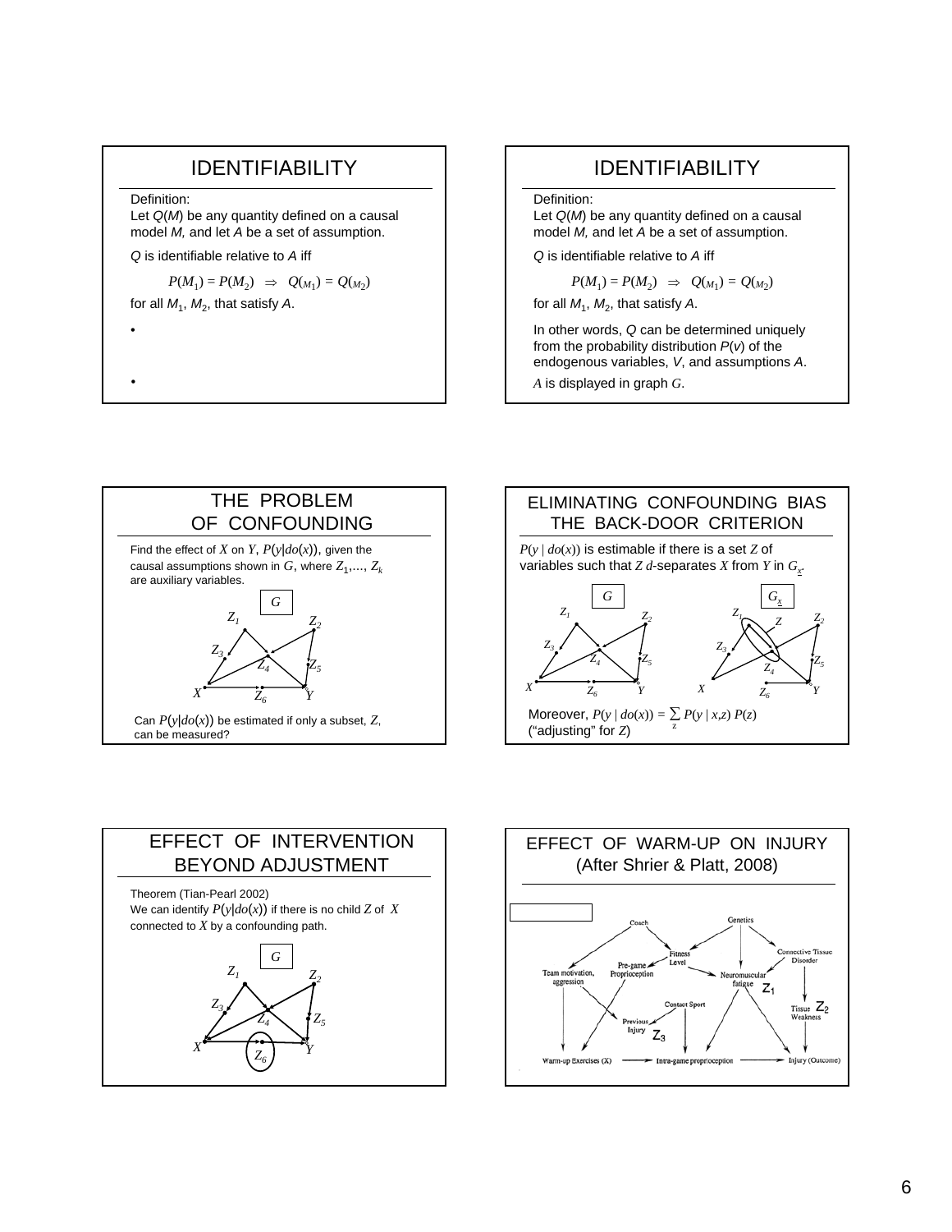## IDENTIFIABILITY

Definition:
Let $Q(M)$ be any quantity defined on a causal model $M$, and let $A$ be a set of assumption.

$Q$ is identifiable relative to $A$ iff

$$P(M_1) = P(M_2) \;\Rightarrow\; Q(M_1) = Q(M_2)$$

for all $M_1$, $M_2$, that satisfy $A$.

- 
- 

## IDENTIFIABILITY

Definition:
Let $Q(M)$ be any quantity defined on a causal model $M$, and let $A$ be a set of assumption.

$Q$ is identifiable relative to $A$ iff

$$P(M_1) = P(M_2) \;\Rightarrow\; Q(M_1) = Q(M_2)$$

for all $M_1$, $M_2$, that satisfy $A$.

In other words, $Q$ can be determined uniquely from the probability distribution $P(v)$ of the endogenous variables, $V$, and assumptions $A$.

$A$ is displayed in graph $G$.

## THE PROBLEM OF CONFOUNDING

Find the effect of $X$ on $Y$, $P(y|do(x))$, given the causal assumptions shown in $G$, where $Z_1,..., Z_k$ are auxiliary variables.

$G$

$Z_1$, $Z_2$, $Z_3$, $Z_4$, $Z_5$, $X$, $Z_6$, $Y$

Can $P(y|do(x))$ be estimated if only a subset, $Z$, can be measured?

## ELIMINATING CONFOUNDING BIAS THE BACK-DOOR CRITERION

$P(y \mid do(x))$ is estimable if there is a set $Z$ of variables such that $Z$ $d$-separates $X$ from $Y$ in $G_{\underline{x}}$.

$G$ $\quad$ $G_{\underline{x}}$

$Z_1$, $Z_2$, $Z_3$, $Z_4$, $Z_5$, $X$, $Z_6$, $Y$ $\quad$ $Z_1$, $Z$, $Z_2$, $Z_3$, $Z_4$, $Z_5$, $X$, $Z_6$, $Y$

Moreover, $P(y \mid do(x)) = \sum_z P(y \mid x,z)\, P(z)$ ("adjusting" for $Z$)

## EFFECT OF INTERVENTION BEYOND ADJUSTMENT

Theorem (Tian-Pearl 2002)
We can identify $P(y|do(x))$ if there is no child $Z$ of $X$ connected to $X$ by a confounding path.

$G$

$Z_1$, $Z_2$, $Z_3$, $Z_4$, $Z_5$, $X$, $Z_6$, $Y$

## EFFECT OF WARM-UP ON INJURY (After Shrier & Platt, 2008)

Coach, Genetics, Fitness Level, Connective Tissue Disorder, Team motivation, aggression, Pre-game Proprioception, Neuromuscular fatigue $Z_1$, Tissue Weakness $Z_2$, Contact Sport, Previous Injury $Z_3$, Warm-up Exercises (X), Intra-game proprioception, Injury (Outcome)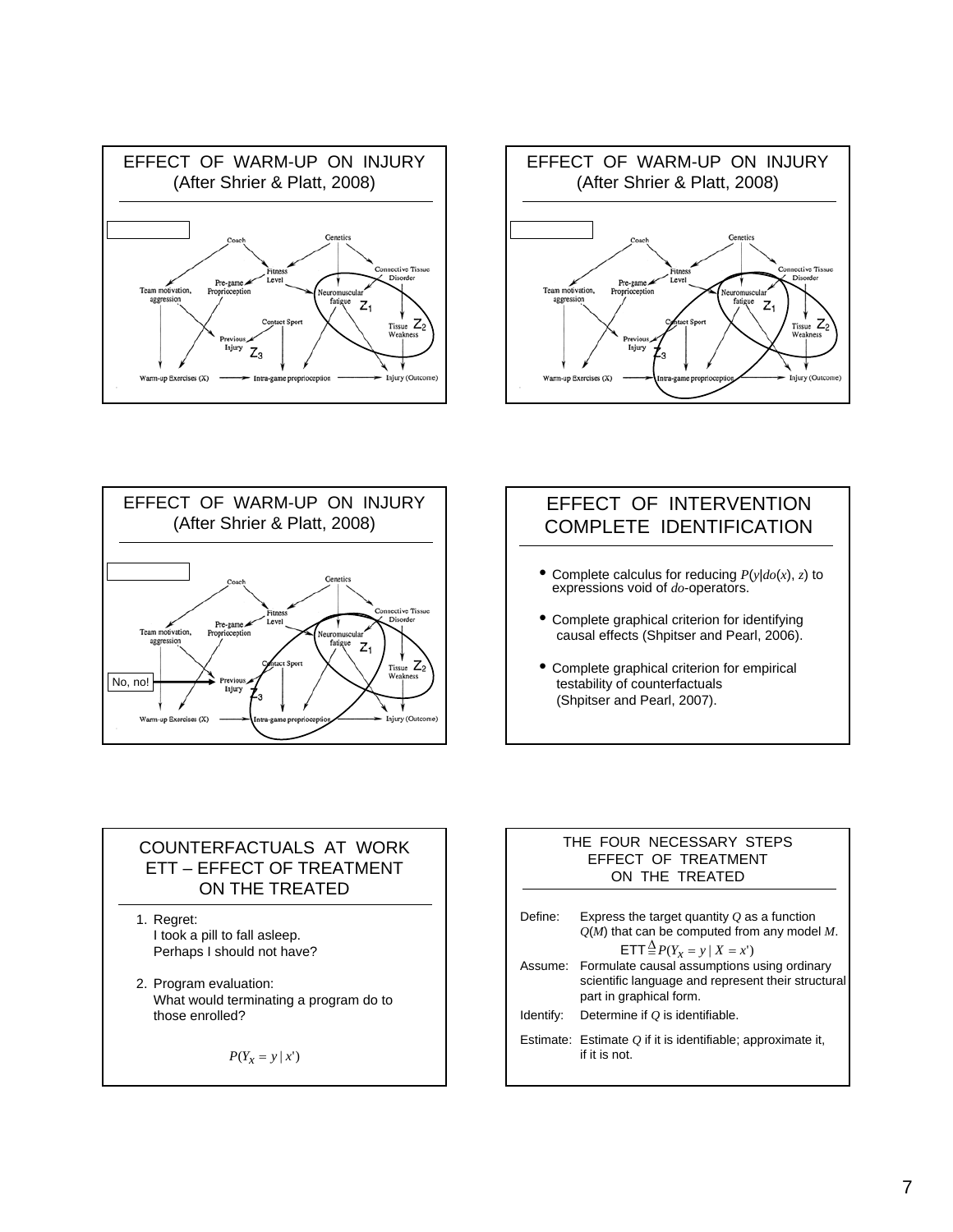## EFFECT OF WARM-UP ON INJURY (After Shrier & Platt, 2008)

Coach, Genetics, Fitness Level, Connective Tissue Disorder, Team motivation, aggression, Pre-game Proprioception, Neuromuscular fatigue $Z_1$, Tissue Weakness $Z_2$, Contact Sport, Previous Injury $Z_3$, Warm-up Exercises (X), Intra-game proprioception, Injury (Outcome)

## EFFECT OF WARM-UP ON INJURY (After Shrier & Platt, 2008)

Coach, Genetics, Fitness Level, Connective Tissue Disorder, Team motivation, aggression, Pre-game Proprioception, Neuromuscular fatigue $Z_1$, Tissue Weakness $Z_2$, Contact Sport, Previous Injury $Z_3$, Warm-up Exercises (X), Intra-game proprioception, Injury (Outcome)

## EFFECT OF WARM-UP ON INJURY (After Shrier & Platt, 2008)

No, no!

Coach, Genetics, Fitness Level, Connective Tissue Disorder, Team motivation, aggression, Pre-game Proprioception, Neuromuscular fatigue $Z_1$, Tissue Weakness $Z_2$, Contact Sport, Previous Injury $Z_3$, Warm-up Exercises (X), Intra-game proprioception, Injury (Outcome)

## EFFECT OF INTERVENTION COMPLETE IDENTIFICATION

- Complete calculus for reducing $P(y|do(x), z)$ to expressions void of *do*-operators.
- Complete graphical criterion for identifying causal effects (Shpitser and Pearl, 2006).
- Complete graphical criterion for empirical testability of counterfactuals (Shpitser and Pearl, 2007).

## COUNTERFACTUALS AT WORK ETT – EFFECT OF TREATMENT ON THE TREATED

1. Regret:
   I took a pill to fall asleep.
   Perhaps I should not have?
2. Program evaluation:
   What would terminating a program do to those enrolled?

$$P(Y_x = y \mid x')$$

## THE FOUR NECESSARY STEPS EFFECT OF TREATMENT ON THE TREATED

Define: Express the target quantity $Q$ as a function $Q(M)$ that can be computed from any model $M$.

$$\text{ETT} \triangleq P(Y_x = y \mid X = x')$$

Assume: Formulate causal assumptions using ordinary scientific language and represent their structural part in graphical form.

Identify: Determine if $Q$ is identifiable.

Estimate: Estimate $Q$ if it is identifiable; approximate it, if it is not.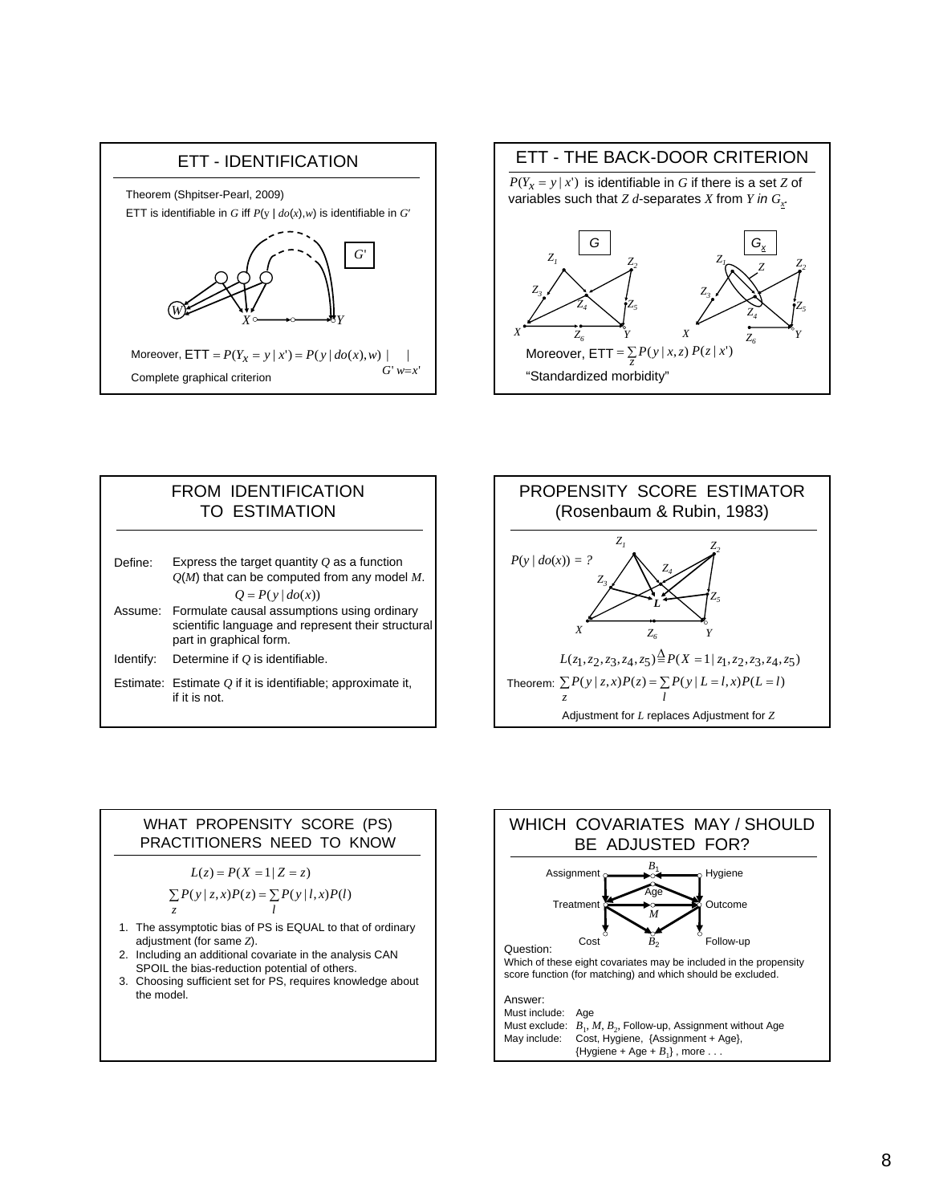## ETT - IDENTIFICATION

Theorem (Shpitser-Pearl, 2009)

ETT is identifiable in $G$ iff $P(y \mid do(x), w)$ is identifiable in $G'$

$G'$

$W$ $X$ $Y$

Moreover, ETT $= P(Y_x = y \mid x') = P(y \mid do(x), w) \mid_{G' \; w=x'}$

Complete graphical criterion

## ETT - THE BACK-DOOR CRITERION

$P(Y_x = y \mid x')$ is identifiable in $G$ if there is a set $Z$ of variables such that $Z$ $d$-separates $X$ from $Y$ in $G_{\underline{x}}$.

$G$ $\quad$ $G_{\underline{x}}$

$Z_1$ $Z_2$ $Z_3$ $Z_4$ $Z_5$ $Z_6$ $X$ $Y$ $Z$

Moreover, ETT $= \sum_z P(y \mid x, z) \, P(z \mid x')$

"Standardized morbidity"

## FROM IDENTIFICATION TO ESTIMATION

Define: Express the target quantity $Q$ as a function $Q(M)$ that can be computed from any model $M$.

$$Q = P(y \mid do(x))$$

Assume: Formulate causal assumptions using ordinary scientific language and represent their structural part in graphical form.

Identify: Determine if $Q$ is identifiable.

Estimate: Estimate $Q$ if it is identifiable; approximate it, if it is not.

## PROPENSITY SCORE ESTIMATOR (Rosenbaum & Rubin, 1983)

$P(y \mid do(x)) = ?$

$Z_1$ $Z_2$ $Z_3$ $Z_4$ $Z_5$ $Z_6$ $L$ $X$ $Y$

$$L(z_1, z_2, z_3, z_4, z_5) \triangleq P(X = 1 \mid z_1, z_2, z_3, z_4, z_5)$$

Theorem: $\sum_z P(y \mid z, x) P(z) = \sum_l P(y \mid L = l, x) P(L = l)$

Adjustment for $L$ replaces Adjustment for $Z$

## WHAT PROPENSITY SCORE (PS) PRACTITIONERS NEED TO KNOW

$$L(z) = P(X = 1 \mid Z = z)$$

$$\sum_z P(y \mid z, x) P(z) = \sum_l P(y \mid l, x) P(l)$$

1. The assymptotic bias of PS is EQUAL to that of ordinary adjustment (for same $Z$).
2. Including an additional covariate in the analysis CAN SPOIL the bias-reduction potential of others.
3. Choosing sufficient set for PS, requires knowledge about the model.

## WHICH COVARIATES MAY / SHOULD BE ADJUSTED FOR?

Assignment, $B_1$, Hygiene, Age, Treatment, $M$, Outcome, Cost, $B_2$, Follow-up

Question:
Which of these eight covariates may be included in the propensity score function (for matching) and which should be excluded.

Answer:
Must include: Age
Must exclude: $B_1$, $M$, $B_2$, Follow-up, Assignment without Age
May include: Cost, Hygiene, {Assignment + Age}, {Hygiene + Age + $B_1$} , more . . .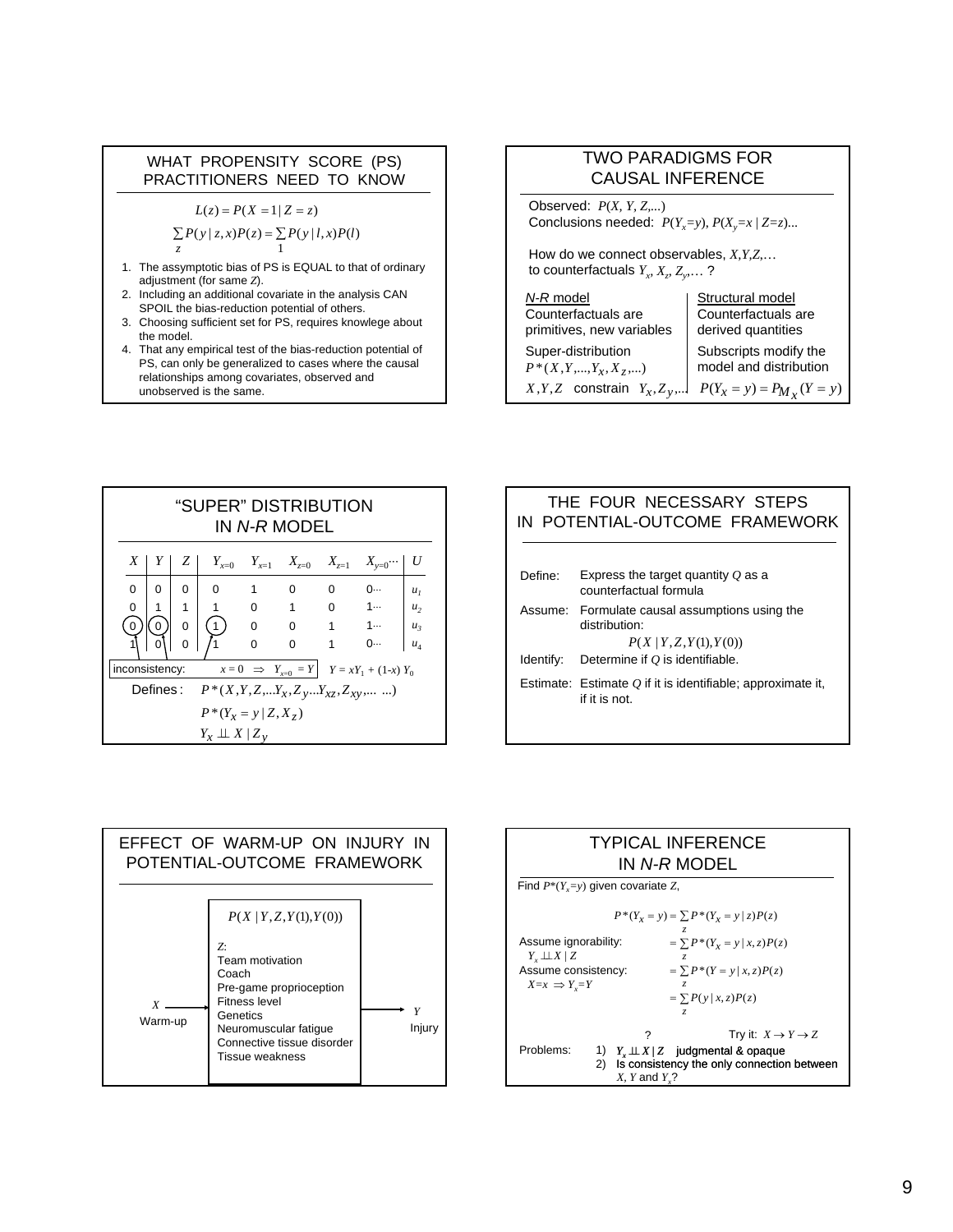## WHAT PROPENSITY SCORE (PS) PRACTITIONERS NEED TO KNOW

$$L(z) = P(X = 1 | Z = z)$$

$$\sum_z P(y | z, x) P(z) = \sum_l P(y | l, x) P(l)$$

1. The assymptotic bias of PS is EQUAL to that of ordinary adjustment (for same $Z$).
2. Including an additional covariate in the analysis CAN SPOIL the bias-reduction potential of others.
3. Choosing sufficient set for PS, requires knowlege about the model.
4. That any empirical test of the bias-reduction potential of PS, can only be generalized to cases where the causal relationships among covariates, observed and unobserved is the same.

## TWO PARADIGMS FOR CAUSAL INFERENCE

Observed: $P(X, Y, Z, ...)$
Conclusions needed: $P(Y_x=y)$, $P(X_y=x | Z=z)$...

How do we connect observables, $X, Y, Z, \ldots$ to counterfactuals $Y_x$, $X_z$, $Z_y$, … ?

| *N-R* model | Structural model |
|---|---|
| Counterfactuals are primitives, new variables | Counterfactuals are derived quantities |
| Super-distribution $P^*(X, Y, ..., Y_X, X_Z, ...)$ | Subscripts modify the model and distribution |
| $X, Y, Z$ constrain $Y_x, Z_y, ...$ | $P(Y_X = y) = P_{M_X}(Y = y)$ |

## "SUPER" DISTRIBUTION IN *N-R* MODEL

| $X$ | $Y$ | $Z$ | $Y_{x=0}$ | $Y_{x=1}$ | $X_{z=0}$ | $X_{z=1}$ | $X_{y=0}$... | $U$ |
|---|---|---|---|---|---|---|---|---|
| 0 | 0 | 0 | 0 | 1 | 0 | 0 | 0... | $u_1$ |
| 0 | 1 | 1 | 1 | 0 | 1 | 0 | 1... | $u_2$ |
| 0 | 0 | 0 | 1 | 0 | 0 | 1 | 1... | $u_3$ |
| 1 | 0 | 0 | 1 | 0 | 0 | 1 | 0... | $u_4$ |

inconsistency: $x = 0 \Rightarrow Y_{x=0} = Y$ $\quad Y = xY_1 + (1\text{-}x)\, Y_0$

Defines: $P^*(X, Y, Z, ... Y_X, Z_y ... Y_{XZ}, Z_{xy}, ... ...)$

$P^*(Y_X = y | Z, X_z)$

$Y_X \perp\!\!\!\perp X | Z_y$

## THE FOUR NECESSARY STEPS IN POTENTIAL-OUTCOME FRAMEWORK

Define: Express the target quantity $Q$ as a counterfactual formula

Assume: Formulate causal assumptions using the distribution:
$$P(X | Y, Z, Y(1), Y(0))$$

Identify: Determine if $Q$ is identifiable.

Estimate: Estimate $Q$ if it is identifiable; approximate it, if it is not.

## EFFECT OF WARM-UP ON INJURY IN POTENTIAL-OUTCOME FRAMEWORK

$X$ Warm-up → $Y$ Injury

$P(X | Y, Z, Y(1), Y(0))$

$Z$:
Team motivation
Coach
Pre-game proprioception
Fitness level
Genetics
Neuromuscular fatigue
Connective tissue disorder
Tissue weakness

## TYPICAL INFERENCE IN *N-R* MODEL

Find $P^*(Y_x=y)$ given covariate $Z$,

$$P^*(Y_X = y) = \sum_z P^*(Y_X = y | z) P(z)$$

Assume ignorability: $Y_x \perp\!\!\!\perp X | Z$
$$= \sum_z P^*(Y_X = y | x, z) P(z)$$

Assume consistency: $X=x \Rightarrow Y_x=Y$
$$= \sum_z P^*(Y = y | x, z) P(z)$$
$$= \sum_z P(y | x, z) P(z)$$

? Try it: $X \rightarrow Y \rightarrow Z$

Problems:
1) $Y_x \perp\!\!\!\perp X | Z$ judgmental & opaque
2) Is consistency the only connection between $X$, $Y$ and $Y_x$?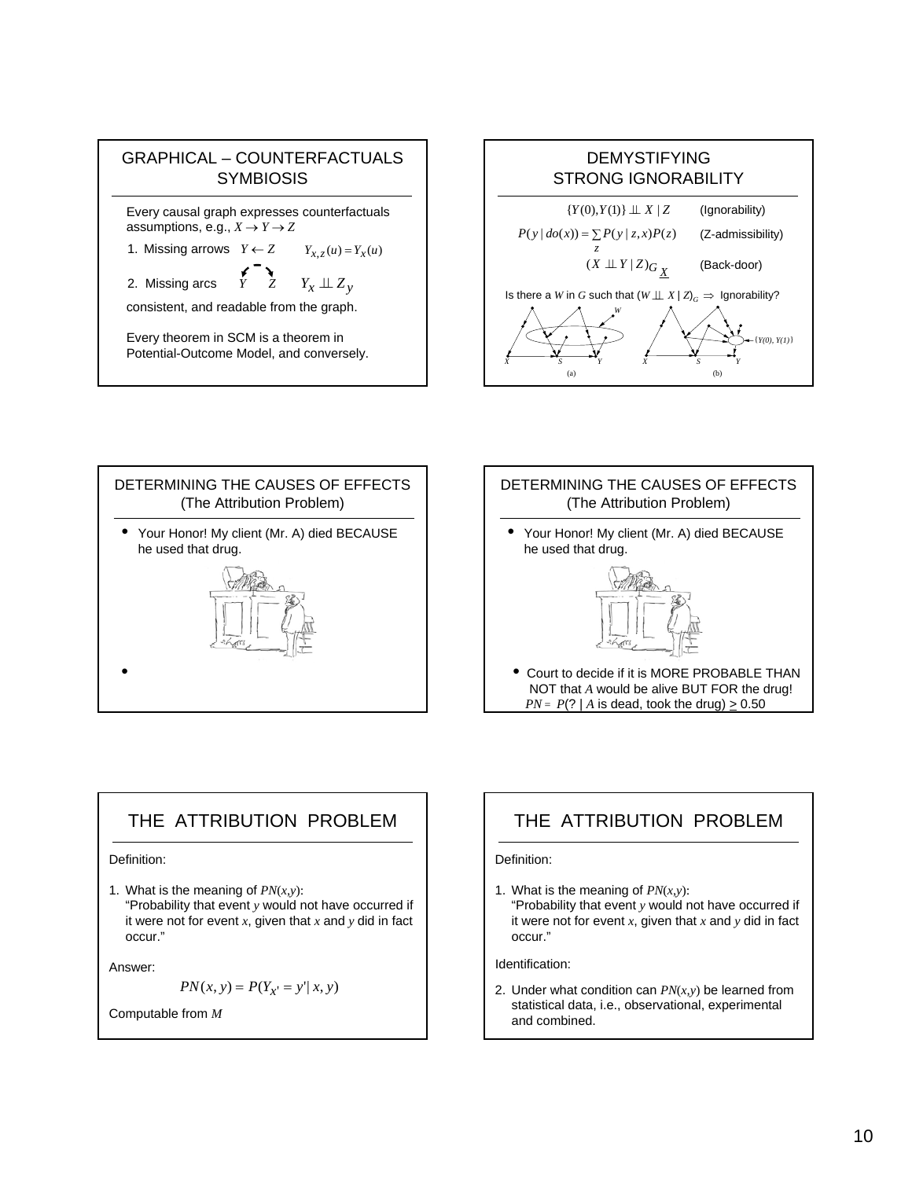## GRAPHICAL – COUNTERFACTUALS SYMBIOSIS

Every causal graph expresses counterfactuals assumptions, e.g., $X \rightarrow Y \rightarrow Z$

1. Missing arrows $Y \leftarrow Z$ $\quad Y_{x,z}(u) = Y_x(u)$

2. Missing arcs $Y \quad Z$ $\quad Y_x \perp\!\!\!\perp Z_y$

consistent, and readable from the graph.

Every theorem in SCM is a theorem in Potential-Outcome Model, and conversely.

## DEMYSTIFYING STRONG IGNORABILITY

$\{Y(0), Y(1)\} \perp\!\!\!\perp X \mid Z$ (Ignorability)

$P(y \mid do(x)) = \sum_z P(y \mid z, x) P(z)$ (Z-admissibility)

$(X \perp\!\!\!\perp Y \mid Z)_{G_{\underline{X}}}$ (Back-door)

Is there a $W$ in $G$ such that $(W \perp\!\!\!\perp X \mid Z)_G \Rightarrow$ Ignorability?

(a) (b)

## DETERMINING THE CAUSES OF EFFECTS (The Attribution Problem)

- Your Honor! My client (Mr. A) died BECAUSE he used that drug.
- 

## DETERMINING THE CAUSES OF EFFECTS (The Attribution Problem)

- Your Honor! My client (Mr. A) died BECAUSE he used that drug.
- Court to decide if it is MORE PROBABLE THAN NOT that $A$ would be alive BUT FOR the drug!
  $PN = P(? \mid A$ is dead, took the drug$) \geq 0.50$

## THE ATTRIBUTION PROBLEM

Definition:

1. What is the meaning of $PN(x,y)$:
   "Probability that event $y$ would not have occurred if it were not for event $x$, given that $x$ and $y$ did in fact occur."

Answer:

$$PN(x, y) = P(Y_{x'} = y' \mid x, y)$$

Computable from $M$

## THE ATTRIBUTION PROBLEM

Definition:

1. What is the meaning of $PN(x,y)$:
   "Probability that event $y$ would not have occurred if it were not for event $x$, given that $x$ and $y$ did in fact occur."

Identification:

2. Under what condition can $PN(x,y)$ be learned from statistical data, i.e., observational, experimental and combined.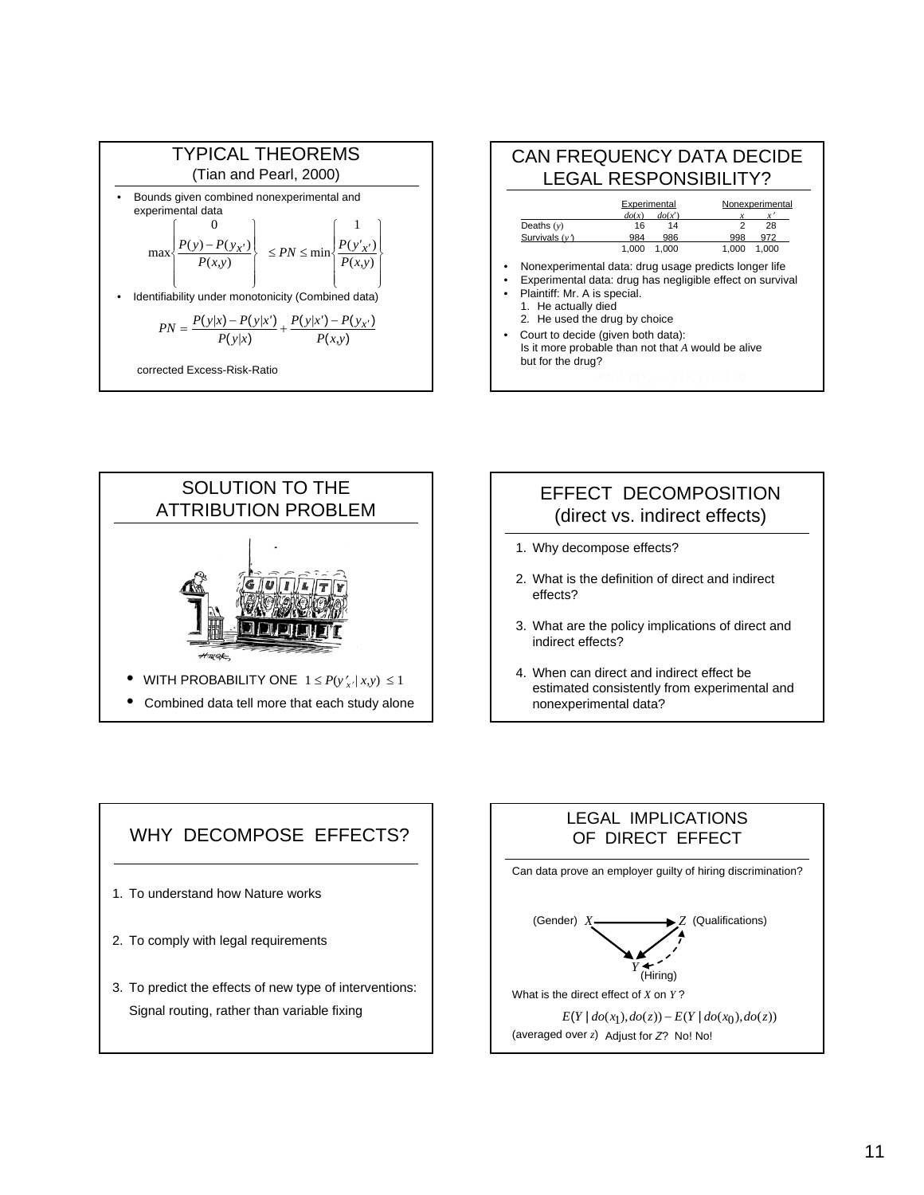## TYPICAL THEOREMS
(Tian and Pearl, 2000)

- Bounds given combined nonexperimental and experimental data

$$\max\left\{\begin{matrix} 0 \\ \frac{P(y) - P(y_{x'})}{P(x,y)} \end{matrix}\right\} \leq PN \leq \min\left\{\begin{matrix} 1 \\ \frac{P(y'_{x'})}{P(x,y)} \end{matrix}\right\}$$

- Identifiability under monotonicity (Combined data)

$$PN = \frac{P(y|x) - P(y|x')}{P(y|x)} + \frac{P(y|x') - P(y_{x'})}{P(x,y)}$$

corrected Excess-Risk-Ratio

## CAN FREQUENCY DATA DECIDE LEGAL RESPONSIBILITY?

| | Experimental | | Nonexperimental | |
|---|---|---|---|---|
| | $do(x)$ | $do(x')$ | $x$ | $x'$ |
| Deaths ($y$) | 16 | 14 | 2 | 28 |
| Survivals ($y'$) | 984 | 986 | 998 | 972 |
| | 1,000 | 1,000 | 1,000 | 1,000 |

- Nonexperimental data: drug usage predicts longer life
- Experimental data: drug has negligible effect on survival
- Plaintiff: Mr. A is special.
  1. He actually died
  2. He used the drug by choice
- Court to decide (given both data):
  Is it more probable than not that *A* would be alive but for the drug?

## SOLUTION TO THE ATTRIBUTION PROBLEM

- WITH PROBABILITY ONE $1 \leq P(y'_{x'} \mid x,y) \leq 1$
- Combined data tell more that each study alone

## EFFECT DECOMPOSITION (direct vs. indirect effects)

1. Why decompose effects?
2. What is the definition of direct and indirect effects?
3. What are the policy implications of direct and indirect effects?
4. When can direct and indirect effect be estimated consistently from experimental and nonexperimental data?

## WHY DECOMPOSE EFFECTS?

1. To understand how Nature works
2. To comply with legal requirements
3. To predict the effects of new type of interventions: Signal routing, rather than variable fixing

## LEGAL IMPLICATIONS OF DIRECT EFFECT

Can data prove an employer guilty of hiring discrimination?

(Gender) $X$ → $Z$ (Qualifications)

$Y$ (Hiring)

What is the direct effect of $X$ on $Y$ ?

$$E(Y \mid do(x_1), do(z)) - E(Y \mid do(x_0), do(z))$$

(averaged over $z$) Adjust for $Z$? No! No!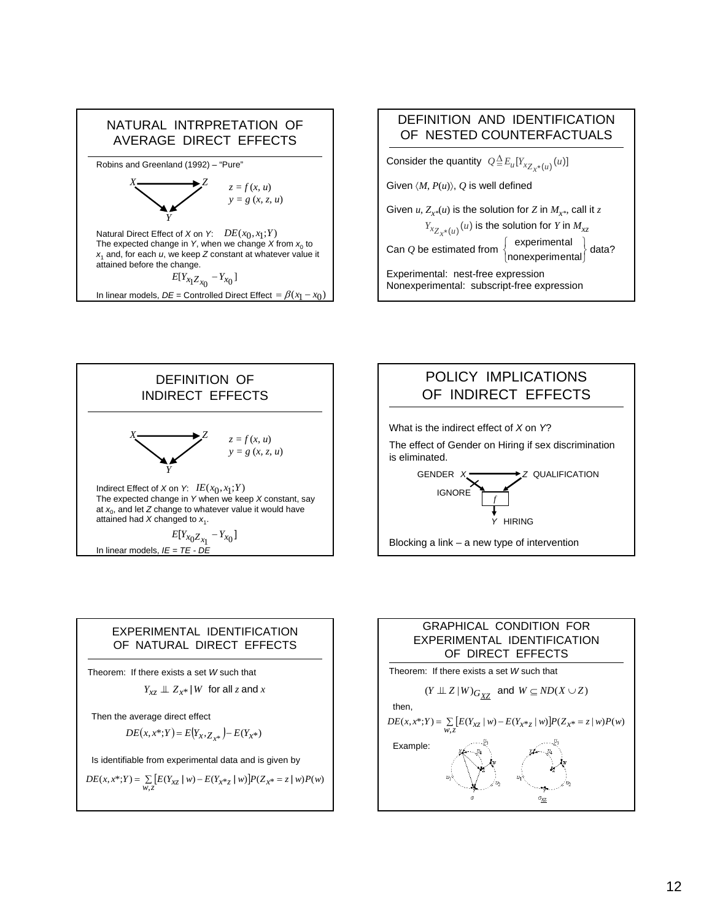## NATURAL INTRPRETATION OF AVERAGE DIRECT EFFECTS

Robins and Greenland (1992) – "Pure"

$z = f(x, u)$
$y = g(x, z, u)$

Natural Direct Effect of $X$ on $Y$: $DE(x_0, x_1; Y)$
The expected change in $Y$, when we change $X$ from $x_0$ to $x_1$ and, for each $u$, we keep $Z$ constant at whatever value it attained before the change.

$$E[Y_{x_1 Z_{x_0}} - Y_{x_0}]$$

In linear models, $DE$ = Controlled Direct Effect $= \beta(x_1 - x_0)$

## DEFINITION AND IDENTIFICATION OF NESTED COUNTERFACTUALS

Consider the quantity $Q \stackrel{\Delta}{=} E_u[Y_{xZ_{x^*}(u)}(u)]$

Given $\langle M, P(u) \rangle$, $Q$ is well defined

Given $u$, $Z_{x^*}(u)$ is the solution for $Z$ in $M_{x^*}$, call it $z$

$Y_{xZ_{x^*}(u)}(u)$ is the solution for $Y$ in $M_{xz}$

Can $Q$ be estimated from $\left\{ \begin{array}{c} \text{experimental} \\ \text{nonexperimental} \end{array} \right\}$ data?

Experimental: nest-free expression
Nonexperimental: subscript-free expression

## DEFINITION OF INDIRECT EFFECTS

$z = f(x, u)$
$y = g(x, z, u)$

Indirect Effect of $X$ on $Y$: $IE(x_0, x_1; Y)$
The expected change in $Y$ when we keep $X$ constant, say at $x_0$, and let $Z$ change to whatever value it would have attained had $X$ changed to $x_1$.

$$E[Y_{x_0 Z_{x_1}} - Y_{x_0}]$$

In linear models, $IE = TE - DE$

## POLICY IMPLICATIONS OF INDIRECT EFFECTS

What is the indirect effect of $X$ on $Y$?

The effect of Gender on Hiring if sex discrimination is eliminated.

GENDER $X$ → $Z$ QUALIFICATION; IGNORE; $f$; $Y$ HIRING

Blocking a link – a new type of intervention

## EXPERIMENTAL IDENTIFICATION OF NATURAL DIRECT EFFECTS

Theorem: If there exists a set $W$ such that

$$Y_{xz} \perp\!\!\!\perp Z_{x^*} \mid W \text{ for all } z \text{ and } x$$

Then the average direct effect

$$DE(x, x^*; Y) = E(Y_{x, Z_{x^*}}) - E(Y_{x^*})$$

Is identifiable from experimental data and is given by

$$DE(x, x^*; Y) = \sum_{w,z} [E(Y_{xz} \mid w) - E(Y_{x^*z} \mid w)] P(Z_{x^*} = z \mid w) P(w)$$

## GRAPHICAL CONDITION FOR EXPERIMENTAL IDENTIFICATION OF DIRECT EFFECTS

Theorem: If there exists a set $W$ such that

$$(Y \perp\!\!\!\perp Z \mid W)_{G_{\underline{XZ}}} \text{ and } W \subseteq ND(X \cup Z)$$

then,

$$DE(x, x^*; Y) = \sum_{w,z} [E(Y_{xz} \mid w) - E(Y_{x^*z} \mid w)] P(Z_{x^*} = z \mid w) P(w)$$

Example: $G$ and $G_{\underline{XZ}}$ (graphs over $X$, $Z$, $W$, $Y$, $U_1$, $U_2$, $U_3$, $U_4$)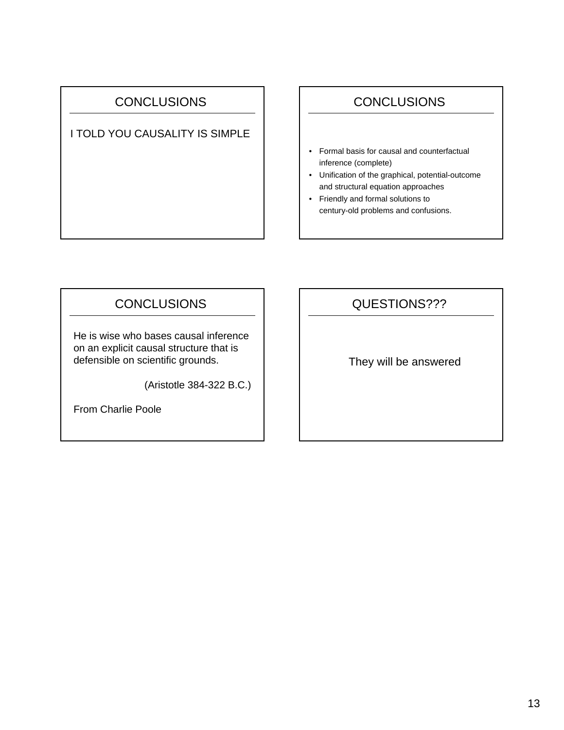## CONCLUSIONS

I TOLD YOU CAUSALITY IS SIMPLE

## CONCLUSIONS

- Formal basis for causal and counterfactual inference (complete)
- Unification of the graphical, potential-outcome and structural equation approaches
- Friendly and formal solutions to century-old problems and confusions.

## CONCLUSIONS

He is wise who bases causal inference on an explicit causal structure that is defensible on scientific grounds.

(Aristotle 384-322 B.C.)

From Charlie Poole

## QUESTIONS???

They will be answered